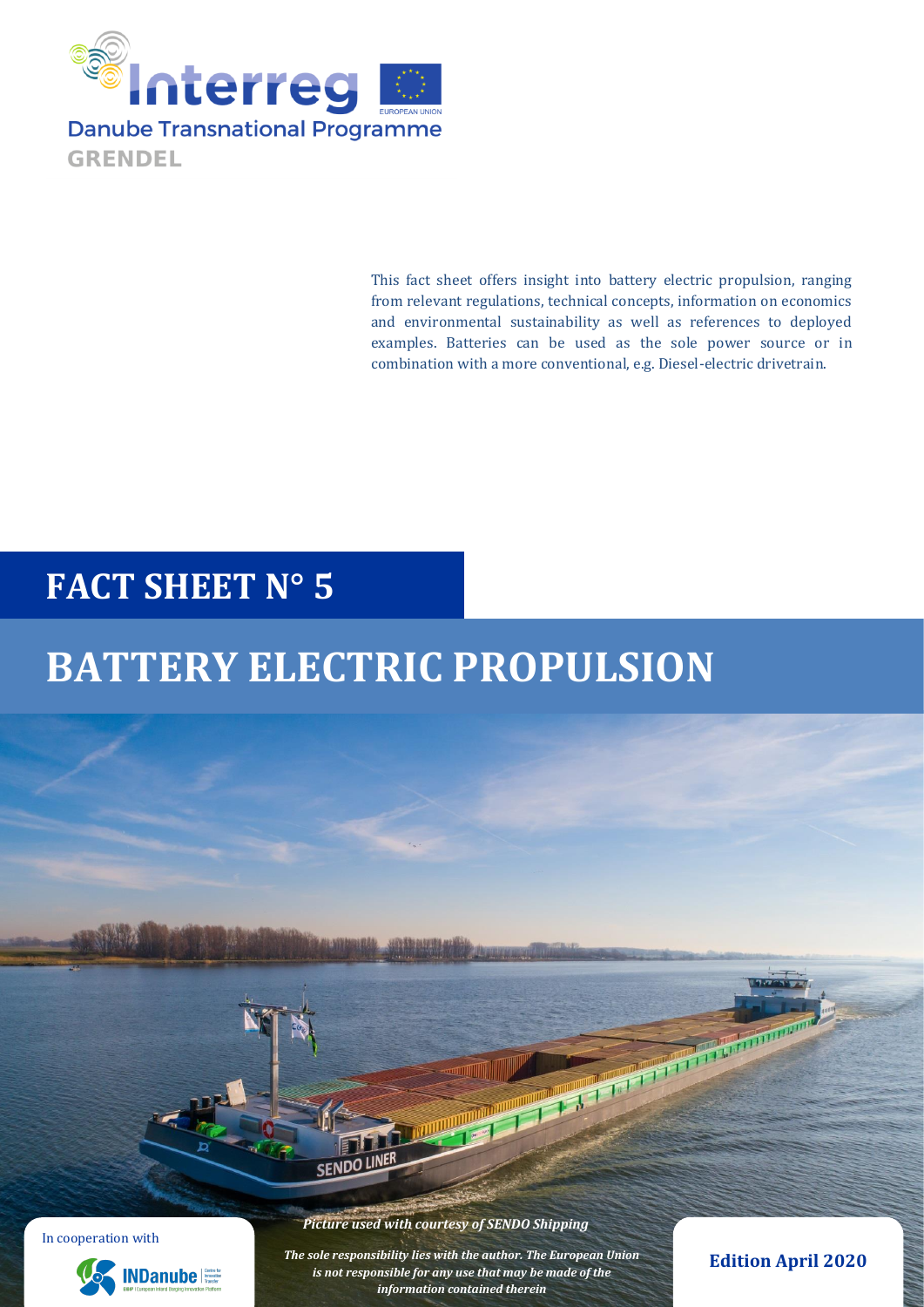Interreg

Danube Transnational Programme

GRENDEL

This fact sheet offers insight into battery electric propulsion, ranging from relevant regulations, technical concepts, information on economics and environmental sustainability as well as references to deployed examples. Batteries can be used as the sole power source or in combination with a more conventional, e.g. Diesel-electric drivetrain.

# FACT SHEET N° 5

# BATTERY ELECTRIC PROPULSION

***Picture used with courtesy of SENDO Shipping***

In cooperation with

INDanube

***The sole responsibility lies with the author. The European Union is not responsible for any use that may be made of the information contained therein***

**Edition April 2020**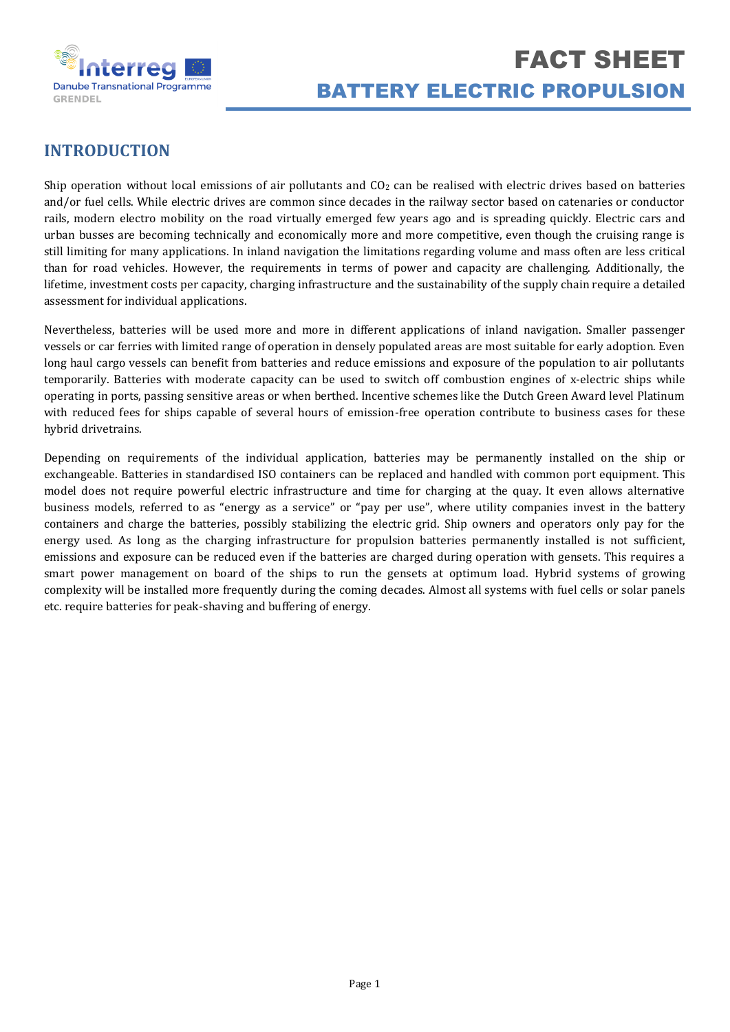# FACT SHEET
## BATTERY ELECTRIC PROPULSION

## INTRODUCTION

Ship operation without local emissions of air pollutants and $CO_2$ can be realised with electric drives based on batteries and/or fuel cells. While electric drives are common since decades in the railway sector based on catenaries or conductor rails, modern electro mobility on the road virtually emerged few years ago and is spreading quickly. Electric cars and urban busses are becoming technically and economically more and more competitive, even though the cruising range is still limiting for many applications. In inland navigation the limitations regarding volume and mass often are less critical than for road vehicles. However, the requirements in terms of power and capacity are challenging. Additionally, the lifetime, investment costs per capacity, charging infrastructure and the sustainability of the supply chain require a detailed assessment for individual applications.

Nevertheless, batteries will be used more and more in different applications of inland navigation. Smaller passenger vessels or car ferries with limited range of operation in densely populated areas are most suitable for early adoption. Even long haul cargo vessels can benefit from batteries and reduce emissions and exposure of the population to air pollutants temporarily. Batteries with moderate capacity can be used to switch off combustion engines of x-electric ships while operating in ports, passing sensitive areas or when berthed. Incentive schemes like the Dutch Green Award level Platinum with reduced fees for ships capable of several hours of emission-free operation contribute to business cases for these hybrid drivetrains.

Depending on requirements of the individual application, batteries may be permanently installed on the ship or exchangeable. Batteries in standardised ISO containers can be replaced and handled with common port equipment. This model does not require powerful electric infrastructure and time for charging at the quay. It even allows alternative business models, referred to as "energy as a service" or "pay per use", where utility companies invest in the battery containers and charge the batteries, possibly stabilizing the electric grid. Ship owners and operators only pay for the energy used. As long as the charging infrastructure for propulsion batteries permanently installed is not sufficient, emissions and exposure can be reduced even if the batteries are charged during operation with gensets. This requires a smart power management on board of the ships to run the gensets at optimum load. Hybrid systems of growing complexity will be installed more frequently during the coming decades. Almost all systems with fuel cells or solar panels etc. require batteries for peak-shaving and buffering of energy.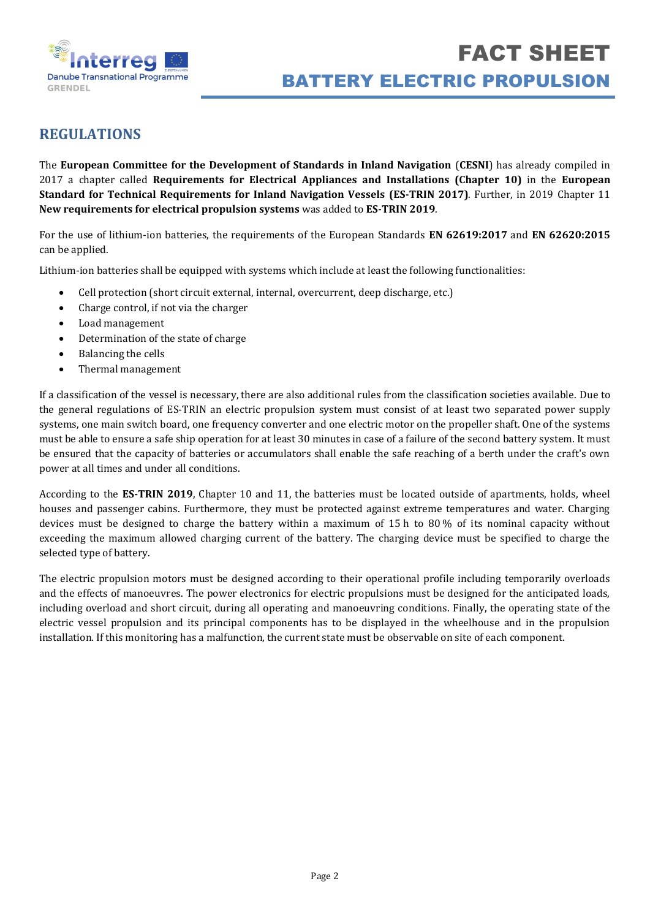## REGULATIONS

The **European Committee for the Development of Standards in Inland Navigation** (**CESNI**) has already compiled in 2017 a chapter called **Requirements for Electrical Appliances and Installations (Chapter 10)** in the **European Standard for Technical Requirements for Inland Navigation Vessels (ES-TRIN 2017)**. Further, in 2019 Chapter 11 **New requirements for electrical propulsion systems** was added to **ES-TRIN 2019**.

For the use of lithium-ion batteries, the requirements of the European Standards **EN 62619:2017** and **EN 62620:2015** can be applied.

Lithium-ion batteries shall be equipped with systems which include at least the following functionalities:

- Cell protection (short circuit external, internal, overcurrent, deep discharge, etc.)
- Charge control, if not via the charger
- Load management
- Determination of the state of charge
- Balancing the cells
- Thermal management

If a classification of the vessel is necessary, there are also additional rules from the classification societies available. Due to the general regulations of ES-TRIN an electric propulsion system must consist of at least two separated power supply systems, one main switch board, one frequency converter and one electric motor on the propeller shaft. One of the systems must be able to ensure a safe ship operation for at least 30 minutes in case of a failure of the second battery system. It must be ensured that the capacity of batteries or accumulators shall enable the safe reaching of a berth under the craft's own power at all times and under all conditions.

According to the **ES-TRIN 2019**, Chapter 10 and 11, the batteries must be located outside of apartments, holds, wheel houses and passenger cabins. Furthermore, they must be protected against extreme temperatures and water. Charging devices must be designed to charge the battery within a maximum of 15 h to 80 % of its nominal capacity without exceeding the maximum allowed charging current of the battery. The charging device must be specified to charge the selected type of battery.

The electric propulsion motors must be designed according to their operational profile including temporarily overloads and the effects of manoeuvres. The power electronics for electric propulsions must be designed for the anticipated loads, including overload and short circuit, during all operating and manoeuvring conditions. Finally, the operating state of the electric vessel propulsion and its principal components has to be displayed in the wheelhouse and in the propulsion installation. If this monitoring has a malfunction, the current state must be observable on site of each component.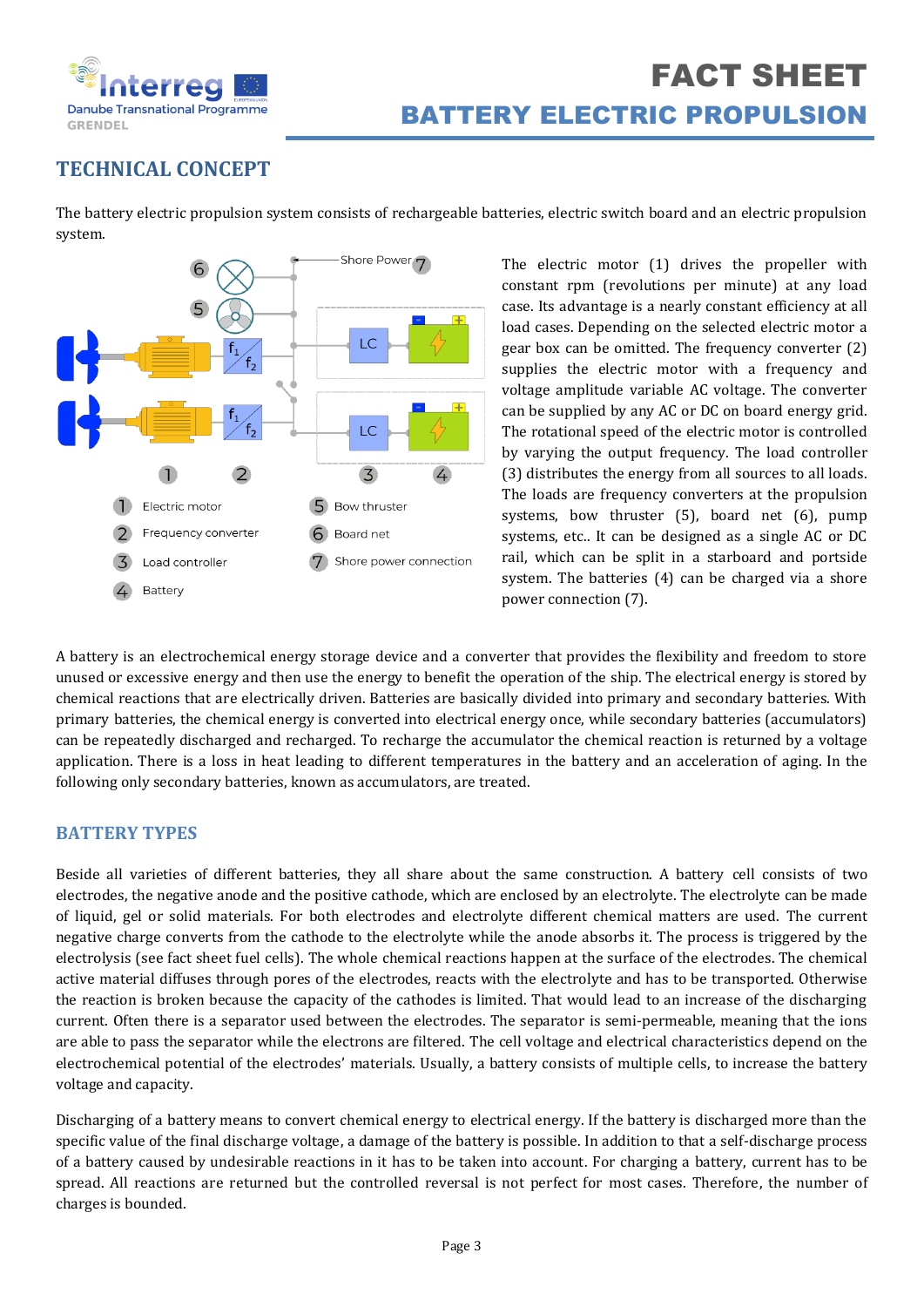## TECHNICAL CONCEPT

The battery electric propulsion system consists of rechargeable batteries, electric switch board and an electric propulsion system.

1. Electric motor
2. Frequency converter
3. Load controller
4. Battery
5. Bow thruster
6. Board net
7. Shore power connection

The electric motor (1) drives the propeller with constant rpm (revolutions per minute) at any load case. Its advantage is a nearly constant efficiency at all load cases. Depending on the selected electric motor a gear box can be omitted. The frequency converter (2) supplies the electric motor with a frequency and voltage amplitude variable AC voltage. The converter can be supplied by any AC or DC on board energy grid. The rotational speed of the electric motor is controlled by varying the output frequency. The load controller (3) distributes the energy from all sources to all loads. The loads are frequency converters at the propulsion systems, bow thruster (5), board net (6), pump systems, etc.. It can be designed as a single AC or DC rail, which can be split in a starboard and portside system. The batteries (4) can be charged via a shore power connection (7).

A battery is an electrochemical energy storage device and a converter that provides the flexibility and freedom to store unused or excessive energy and then use the energy to benefit the operation of the ship. The electrical energy is stored by chemical reactions that are electrically driven. Batteries are basically divided into primary and secondary batteries. With primary batteries, the chemical energy is converted into electrical energy once, while secondary batteries (accumulators) can be repeatedly discharged and recharged. To recharge the accumulator the chemical reaction is returned by a voltage application. There is a loss in heat leading to different temperatures in the battery and an acceleration of aging. In the following only secondary batteries, known as accumulators, are treated.

### BATTERY TYPES

Beside all varieties of different batteries, they all share about the same construction. A battery cell consists of two electrodes, the negative anode and the positive cathode, which are enclosed by an electrolyte. The electrolyte can be made of liquid, gel or solid materials. For both electrodes and electrolyte different chemical matters are used. The current negative charge converts from the cathode to the electrolyte while the anode absorbs it. The process is triggered by the electrolysis (see fact sheet fuel cells). The whole chemical reactions happen at the surface of the electrodes. The chemical active material diffuses through pores of the electrodes, reacts with the electrolyte and has to be transported. Otherwise the reaction is broken because the capacity of the cathodes is limited. That would lead to an increase of the discharging current. Often there is a separator used between the electrodes. The separator is semi-permeable, meaning that the ions are able to pass the separator while the electrons are filtered. The cell voltage and electrical characteristics depend on the electrochemical potential of the electrodes' materials. Usually, a battery consists of multiple cells, to increase the battery voltage and capacity.

Discharging of a battery means to convert chemical energy to electrical energy. If the battery is discharged more than the specific value of the final discharge voltage, a damage of the battery is possible. In addition to that a self-discharge process of a battery caused by undesirable reactions in it has to be taken into account. For charging a battery, current has to be spread. All reactions are returned but the controlled reversal is not perfect for most cases. Therefore, the number of charges is bounded.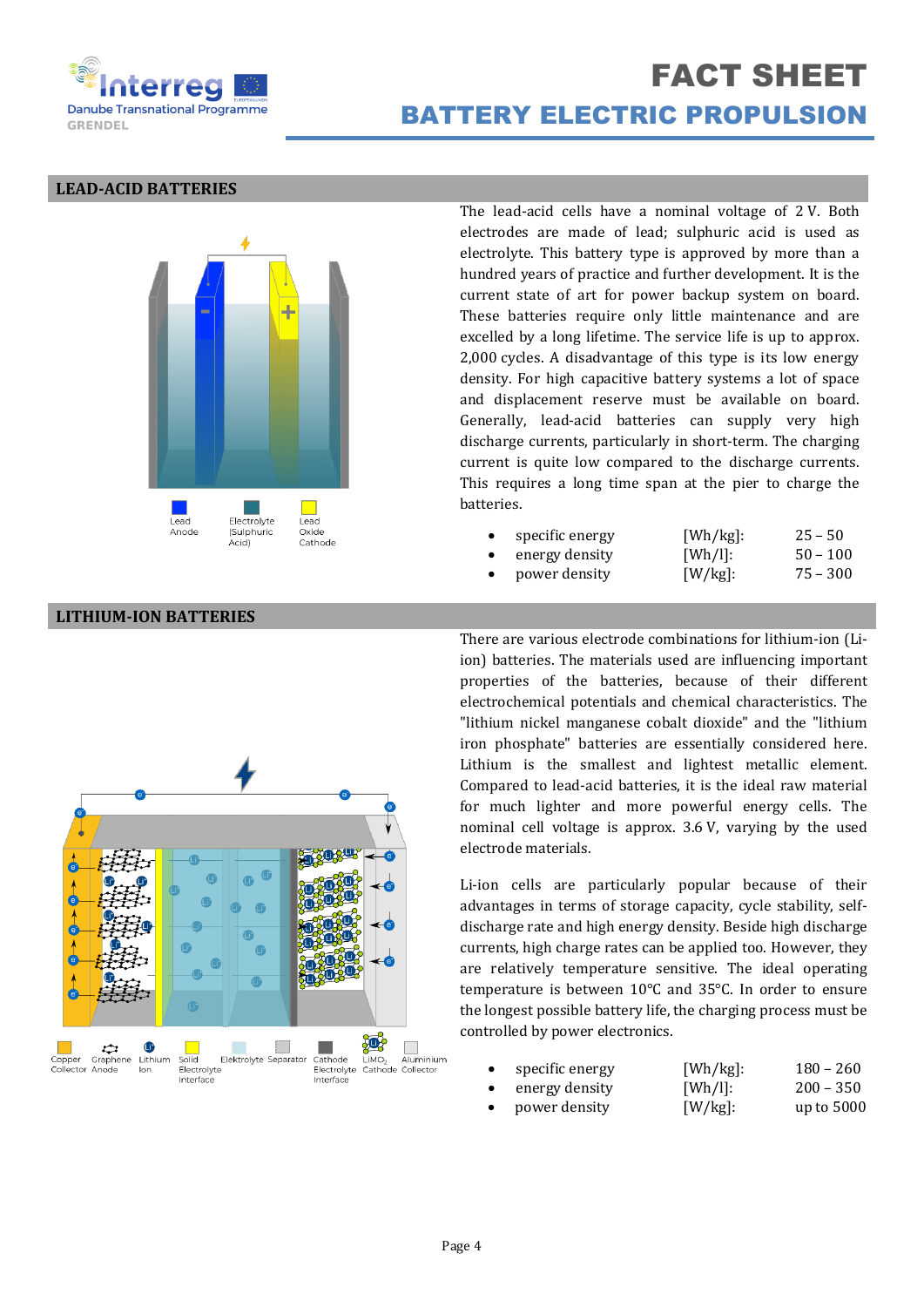# FACT SHEET

## BATTERY ELECTRIC PROPULSION

### LEAD-ACID BATTERIES

Lead Anode | Electrolyte (Sulphuric Acid) | Lead Oxide Cathode

The lead-acid cells have a nominal voltage of 2 V. Both electrodes are made of lead; sulphuric acid is used as electrolyte. This battery type is approved by more than a hundred years of practice and further development. It is the current state of art for power backup system on board. These batteries require only little maintenance and are excelled by a long lifetime. The service life is up to approx. 2,000 cycles. A disadvantage of this type is its low energy density. For high capacitive battery systems a lot of space and displacement reserve must be available on board. Generally, lead-acid batteries can supply very high discharge currents, particularly in short-term. The charging current is quite low compared to the discharge currents. This requires a long time span at the pier to charge the batteries.

- specific energy [Wh/kg]: 25 – 50
- energy density [Wh/l]: 50 – 100
- power density [W/kg]: 75 – 300

### LITHIUM-ION BATTERIES

Copper Collector | Graphene Anode | Lithium Ion | Solid Electrolyte Interface | Elektrolyte | Separator | Cathode Electrolyte Interface | $LiMO_2$ Cathode | Aluminium Collector

There are various electrode combinations for lithium-ion (Li-ion) batteries. The materials used are influencing important properties of the batteries, because of their different electrochemical potentials and chemical characteristics. The "lithium nickel manganese cobalt dioxide" and the "lithium iron phosphate" batteries are essentially considered here. Lithium is the smallest and lightest metallic element. Compared to lead-acid batteries, it is the ideal raw material for much lighter and more powerful energy cells. The nominal cell voltage is approx. 3.6 V, varying by the used electrode materials.

Li-ion cells are particularly popular because of their advantages in terms of storage capacity, cycle stability, self-discharge rate and high energy density. Beside high discharge currents, high charge rates can be applied too. However, they are relatively temperature sensitive. The ideal operating temperature is between 10°C and 35°C. In order to ensure the longest possible battery life, the charging process must be controlled by power electronics.

- specific energy [Wh/kg]: 180 – 260
- energy density [Wh/l]: 200 – 350
- power density [W/kg]: up to 5000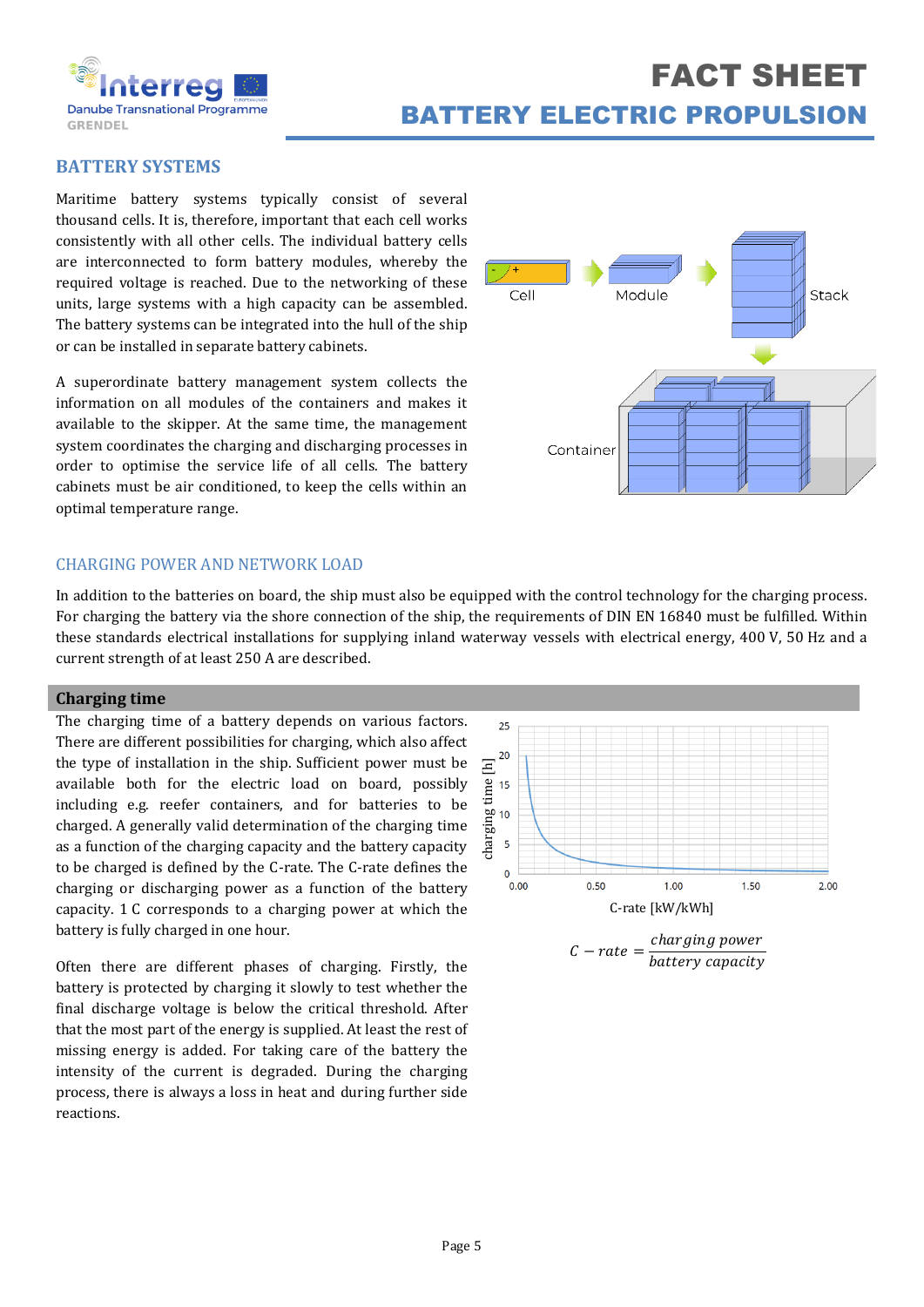# FACT SHEET
## BATTERY ELECTRIC PROPULSION

## BATTERY SYSTEMS

Maritime battery systems typically consist of several thousand cells. It is, therefore, important that each cell works consistently with all other cells. The individual battery cells are interconnected to form battery modules, whereby the required voltage is reached. Due to the networking of these units, large systems with a high capacity can be assembled. The battery systems can be integrated into the hull of the ship or can be installed in separate battery cabinets.

A superordinate battery management system collects the information on all modules of the containers and makes it available to the skipper. At the same time, the management system coordinates the charging and discharging processes in order to optimise the service life of all cells. The battery cabinets must be air conditioned, to keep the cells within an optimal temperature range.

Cell → Module → Stack → Container

## CHARGING POWER AND NETWORK LOAD

In addition to the batteries on board, the ship must also be equipped with the control technology for the charging process. For charging the battery via the shore connection of the ship, the requirements of DIN EN 16840 must be fulfilled. Within these standards electrical installations for supplying inland waterway vessels with electrical energy, 400 V, 50 Hz and a current strength of at least 250 A are described.

### Charging time

The charging time of a battery depends on various factors. There are different possibilities for charging, which also affect the type of installation in the ship. Sufficient power must be available both for the electric load on board, possibly including e.g. reefer containers, and for batteries to be charged. A generally valid determination of the charging time as a function of the charging capacity and the battery capacity to be charged is defined by the C-rate. The C-rate defines the charging or discharging power as a function of the battery capacity. 1 C corresponds to a charging power at which the battery is fully charged in one hour.

Often there are different phases of charging. Firstly, the battery is protected by charging it slowly to test whether the final discharge voltage is below the critical threshold. After that the most part of the energy is supplied. At least the rest of missing energy is added. For taking care of the battery the intensity of the current is degraded. During the charging process, there is always a loss in heat and during further side reactions.

charging time [h] vs. C-rate [kW/kWh]

$$C - rate = \frac{charging\ power}{battery\ capacity}$$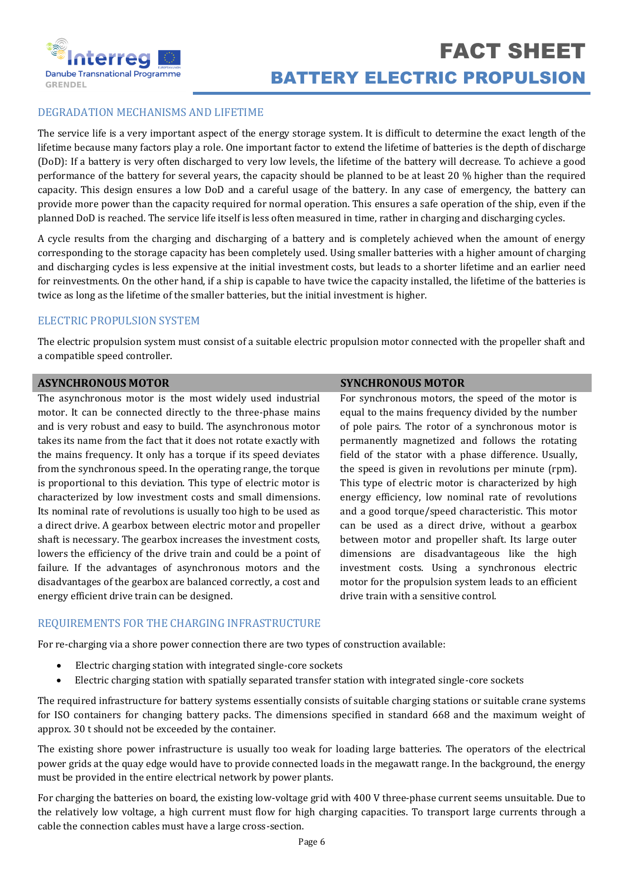## DEGRADATION MECHANISMS AND LIFETIME

The service life is a very important aspect of the energy storage system. It is difficult to determine the exact length of the lifetime because many factors play a role. One important factor to extend the lifetime of batteries is the depth of discharge (DoD): If a battery is very often discharged to very low levels, the lifetime of the battery will decrease. To achieve a good performance of the battery for several years, the capacity should be planned to be at least 20 % higher than the required capacity. This design ensures a low DoD and a careful usage of the battery. In any case of emergency, the battery can provide more power than the capacity required for normal operation. This ensures a safe operation of the ship, even if the planned DoD is reached. The service life itself is less often measured in time, rather in charging and discharging cycles.

A cycle results from the charging and discharging of a battery and is completely achieved when the amount of energy corresponding to the storage capacity has been completely used. Using smaller batteries with a higher amount of charging and discharging cycles is less expensive at the initial investment costs, but leads to a shorter lifetime and an earlier need for reinvestments. On the other hand, if a ship is capable to have twice the capacity installed, the lifetime of the batteries is twice as long as the lifetime of the smaller batteries, but the initial investment is higher.

## ELECTRIC PROPULSION SYSTEM

The electric propulsion system must consist of a suitable electric propulsion motor connected with the propeller shaft and a compatible speed controller.

| ASYNCHRONOUS MOTOR | SYNCHRONOUS MOTOR |
|---|---|
| The asynchronous motor is the most widely used industrial motor. It can be connected directly to the three-phase mains and is very robust and easy to build. The asynchronous motor takes its name from the fact that it does not rotate exactly with the mains frequency. It only has a torque if its speed deviates from the synchronous speed. In the operating range, the torque is proportional to this deviation. This type of electric motor is characterized by low investment costs and small dimensions. Its nominal rate of revolutions is usually too high to be used as a direct drive. A gearbox between electric motor and propeller shaft is necessary. The gearbox increases the investment costs, lowers the efficiency of the drive train and could be a point of failure. If the advantages of asynchronous motors and the disadvantages of the gearbox are balanced correctly, a cost and energy efficient drive train can be designed. | For synchronous motors, the speed of the motor is equal to the mains frequency divided by the number of pole pairs. The rotor of a synchronous motor is permanently magnetized and follows the rotating field of the stator with a phase difference. Usually, the speed is given in revolutions per minute (rpm). This type of electric motor is characterized by high energy efficiency, low nominal rate of revolutions and a good torque/speed characteristic. This motor can be used as a direct drive, without a gearbox between motor and propeller shaft. Its large outer dimensions are disadvantageous like the high investment costs. Using a synchronous electric motor for the propulsion system leads to an efficient drive train with a sensitive control. |

## REQUIREMENTS FOR THE CHARGING INFRASTRUCTURE

For re-charging via a shore power connection there are two types of construction available:

- Electric charging station with integrated single-core sockets
- Electric charging station with spatially separated transfer station with integrated single-core sockets

The required infrastructure for battery systems essentially consists of suitable charging stations or suitable crane systems for ISO containers for changing battery packs. The dimensions specified in standard 668 and the maximum weight of approx. 30 t should not be exceeded by the container.

The existing shore power infrastructure is usually too weak for loading large batteries. The operators of the electrical power grids at the quay edge would have to provide connected loads in the megawatt range. In the background, the energy must be provided in the entire electrical network by power plants.

For charging the batteries on board, the existing low-voltage grid with 400 V three-phase current seems unsuitable. Due to the relatively low voltage, a high current must flow for high charging capacities. To transport large currents through a cable the connection cables must have a large cross-section.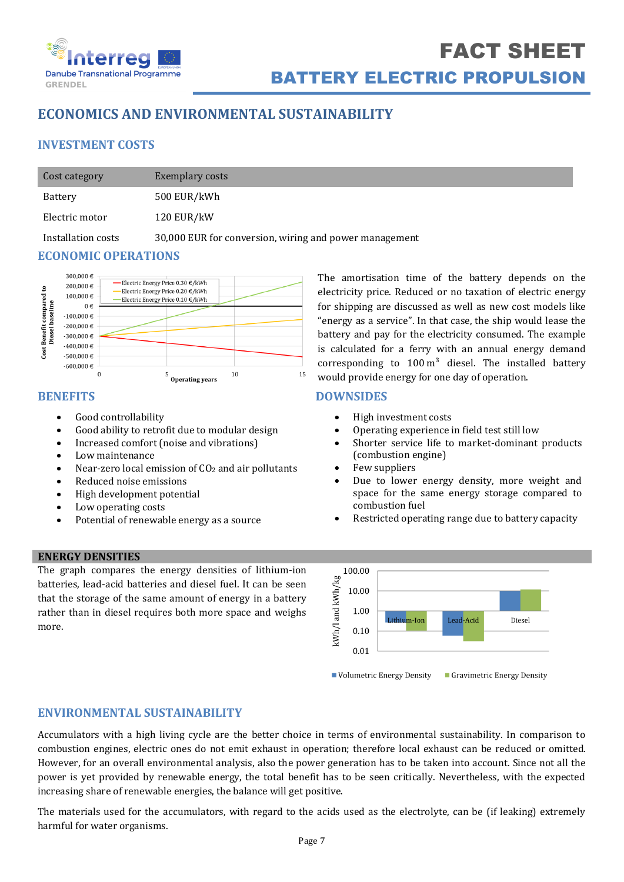# ECONOMICS AND ENVIRONMENTAL SUSTAINABILITY

## INVESTMENT COSTS

| Cost category | Exemplary costs |
|---|---|
| Battery | 500 EUR/kWh |
| Electric motor | 120 EUR/kW |
| Installation costs | 30,000 EUR for conversion, wiring and power management |

## ECONOMIC OPERATIONS

The amortisation time of the battery depends on the electricity price. Reduced or no taxation of electric energy for shipping are discussed as well as new cost models like "energy as a service". In that case, the ship would lease the battery and pay for the electricity consumed. The example is calculated for a ferry with an annual energy demand corresponding to 100 m³ diesel. The installed battery would provide energy for one day of operation.

## BENEFITS

- Good controllability
- Good ability to retrofit due to modular design
- Increased comfort (noise and vibrations)
- Low maintenance
- Near-zero local emission of $CO_2$ and air pollutants
- Reduced noise emissions
- High development potential
- Low operating costs
- Potential of renewable energy as a source

## DOWNSIDES

- High investment costs
- Operating experience in field test still low
- Shorter service life to market-dominant products (combustion engine)
- Few suppliers
- Due to lower energy density, more weight and space for the same energy storage compared to combustion fuel
- Restricted operating range due to battery capacity

## ENERGY DENSITIES

The graph compares the energy densities of lithium-ion batteries, lead-acid batteries and diesel fuel. It can be seen that the storage of the same amount of energy in a battery rather than in diesel requires both more space and weighs more.

## ENVIRONMENTAL SUSTAINABILITY

Accumulators with a high living cycle are the better choice in terms of environmental sustainability. In comparison to combustion engines, electric ones do not emit exhaust in operation; therefore local exhaust can be reduced or omitted. However, for an overall environmental analysis, also the power generation has to be taken into account. Since not all the power is yet provided by renewable energy, the total benefit has to be seen critically. Nevertheless, with the expected increasing share of renewable energies, the balance will get positive.

The materials used for the accumulators, with regard to the acids used as the electrolyte, can be (if leaking) extremely harmful for water organisms.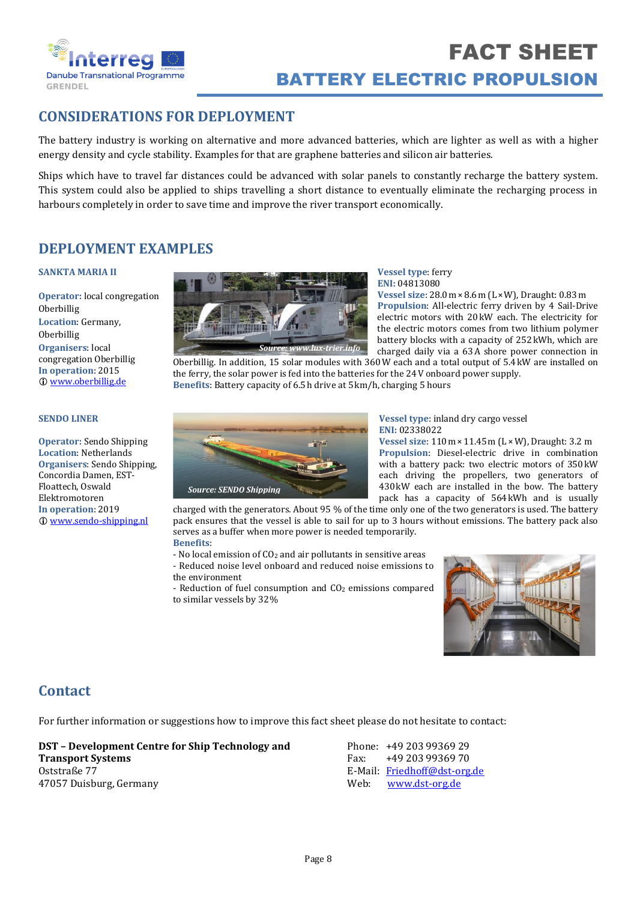## CONSIDERATIONS FOR DEPLOYMENT

The battery industry is working on alternative and more advanced batteries, which are lighter as well as with a higher energy density and cycle stability. Examples for that are graphene batteries and silicon air batteries.

Ships which have to travel far distances could be advanced with solar panels to constantly recharge the battery system. This system could also be applied to ships travelling a short distance to eventually eliminate the recharging process in harbours completely in order to save time and improve the river transport economically.

## DEPLOYMENT EXAMPLES

### SANKTA MARIA II

**Operator:** local congregation Oberbillig
**Location:** Germany, Oberbillig
**Organisers:** local congregation Oberbillig
**In operation:** 2015
ⓘ www.oberbillig.de

*Source: www.lux-trier.info*

**Vessel type:** ferry
**ENI:** 04813080
**Vessel size:** 28.0 m × 8.6 m (L × W), Draught: 0.83 m
**Propulsion:** All-electric ferry driven by 4 Sail-Drive electric motors with 20 kW each. The electricity for the electric motors comes from two lithium polymer battery blocks with a capacity of 252 kWh, which are charged daily via a 63 A shore power connection in Oberbillig. In addition, 15 solar modules with 360 W each and a total output of 5.4 kW are installed on the ferry, the solar power is fed into the batteries for the 24 V onboard power supply.
**Benefits:** Battery capacity of 6.5 h drive at 5 km/h, charging 5 hours

### SENDO LINER

**Operator:** Sendo Shipping
**Location:** Netherlands
**Organisers:** Sendo Shipping, Concordia Damen, EST-Floattech, Oswald Elektromotoren
**In operation:** 2019
ⓘ www.sendo-shipping.nl

*Source: SENDO Shipping*

**Vessel type:** inland dry cargo vessel
**ENI:** 02338022
**Vessel size:** 110 m × 11.45 m (L × W), Draught: 3.2 m
**Propulsion:** Diesel-electric drive in combination with a battery pack: two electric motors of 350 kW each driving the propellers, two generators of 430 kW each are installed in the bow. The battery pack has a capacity of 564 kWh and is usually charged with the generators. About 95 % of the time only one of the two generators is used. The battery pack ensures that the vessel is able to sail for up to 3 hours without emissions. The battery pack also serves as a buffer when more power is needed temporarily.
**Benefits:**
- No local emission of $CO_2$ and air pollutants in sensitive areas
- Reduced noise level onboard and reduced noise emissions to the environment
- Reduction of fuel consumption and $CO_2$ emissions compared to similar vessels by 32 %

## Contact

For further information or suggestions how to improve this fact sheet please do not hesitate to contact:

**DST – Development Centre for Ship Technology and Transport Systems**
Oststraße 77
47057 Duisburg, Germany

Phone: +49 203 99369 29
Fax: +49 203 99369 70
E-Mail: Friedhoff@dst-org.de
Web: www.dst-org.de